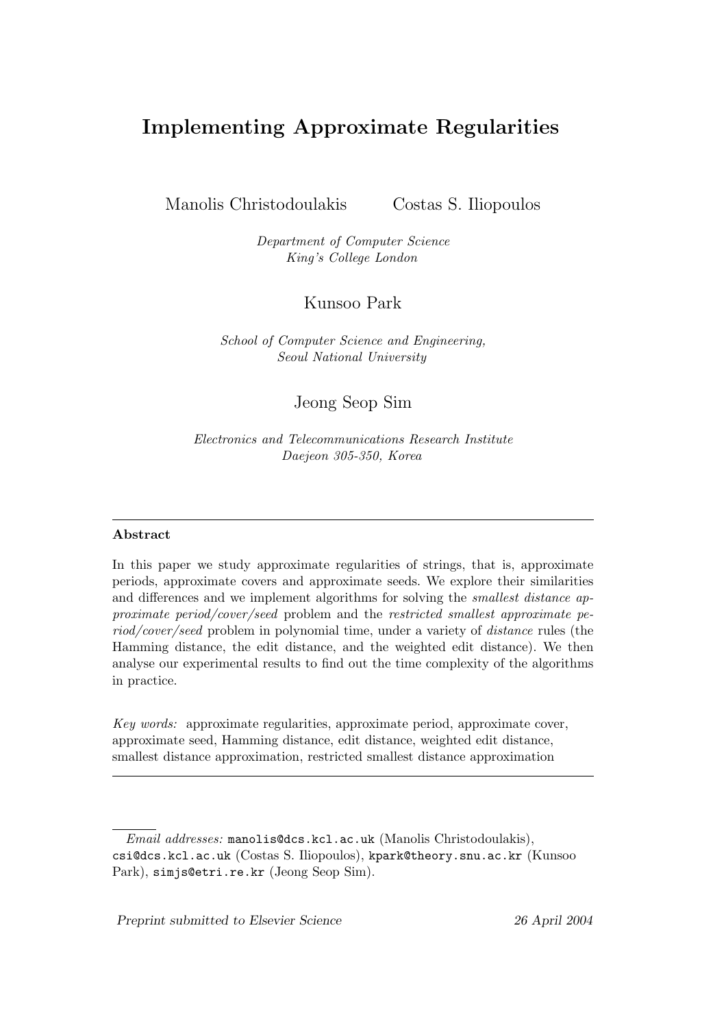# Implementing Approximate Regularities

Manolis Christodoulakis    Costas S. Iliopoulos

*Department of Computer Science*
*King's College London*

Kunsoo Park

*School of Computer Science and Engineering,*
*Seoul National University*

Jeong Seop Sim

*Electronics and Telecommunications Research Institute*
*Daejeon 305-350, Korea*

---

**Abstract**

In this paper we study approximate regularities of strings, that is, approximate periods, approximate covers and approximate seeds. We explore their similarities and differences and we implement algorithms for solving the *smallest distance approximate period/cover/seed* problem and the *restricted smallest approximate period/cover/seed* problem in polynomial time, under a variety of *distance* rules (the Hamming distance, the edit distance, and the weighted edit distance). We then analyse our experimental results to find out the time complexity of the algorithms in practice.

*Key words:* approximate regularities, approximate period, approximate cover, approximate seed, Hamming distance, edit distance, weighted edit distance, smallest distance approximation, restricted smallest distance approximation

---

*Email addresses:* manolis@dcs.kcl.ac.uk (Manolis Christodoulakis), csi@dcs.kcl.ac.uk (Costas S. Iliopoulos), kpark@theory.snu.ac.kr (Kunsoo Park), simjs@etri.re.kr (Jeong Seop Sim).

*Preprint submitted to Elsevier Science*    *26 April 2004*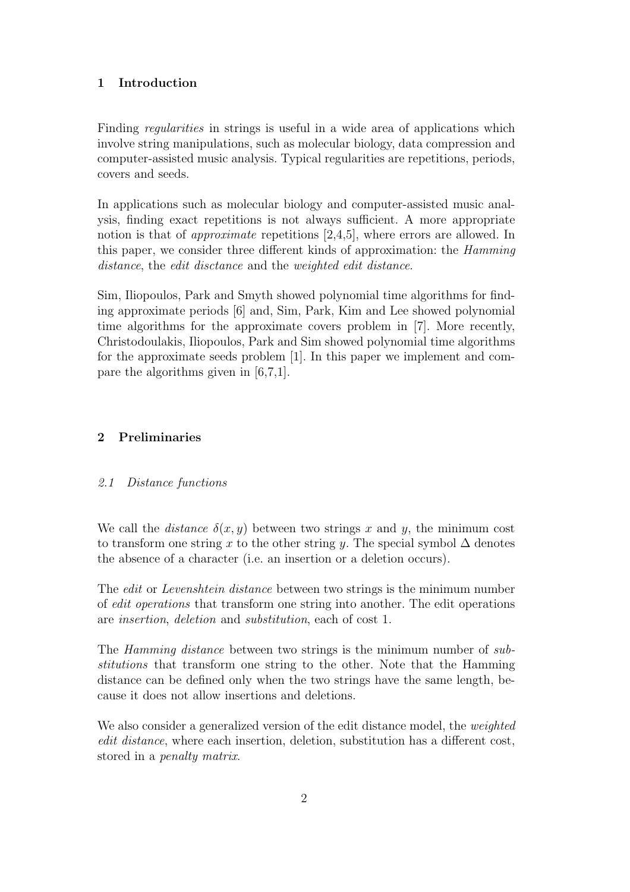## 1 Introduction

Finding *regularities* in strings is useful in a wide area of applications which involve string manipulations, such as molecular biology, data compression and computer-assisted music analysis. Typical regularities are repetitions, periods, covers and seeds.

In applications such as molecular biology and computer-assisted music analysis, finding exact repetitions is not always sufficient. A more appropriate notion is that of *approximate* repetitions [2,4,5], where errors are allowed. In this paper, we consider three different kinds of approximation: the *Hamming distance*, the *edit disctance* and the *weighted edit distance*.

Sim, Iliopoulos, Park and Smyth showed polynomial time algorithms for finding approximate periods [6] and, Sim, Park, Kim and Lee showed polynomial time algorithms for the approximate covers problem in [7]. More recently, Christodoulakis, Iliopoulos, Park and Sim showed polynomial time algorithms for the approximate seeds problem [1]. In this paper we implement and compare the algorithms given in [6,7,1].

## 2 Preliminaries

### 2.1 Distance functions

We call the *distance* $\delta(x, y)$ between two strings $x$ and $y$, the minimum cost to transform one string $x$ to the other string $y$. The special symbol $\Delta$ denotes the absence of a character (i.e. an insertion or a deletion occurs).

The *edit* or *Levenshtein distance* between two strings is the minimum number of *edit operations* that transform one string into another. The edit operations are *insertion*, *deletion* and *substitution*, each of cost 1.

The *Hamming distance* between two strings is the minimum number of *substitutions* that transform one string to the other. Note that the Hamming distance can be defined only when the two strings have the same length, because it does not allow insertions and deletions.

We also consider a generalized version of the edit distance model, the *weighted edit distance*, where each insertion, deletion, substitution has a different cost, stored in a *penalty matrix*.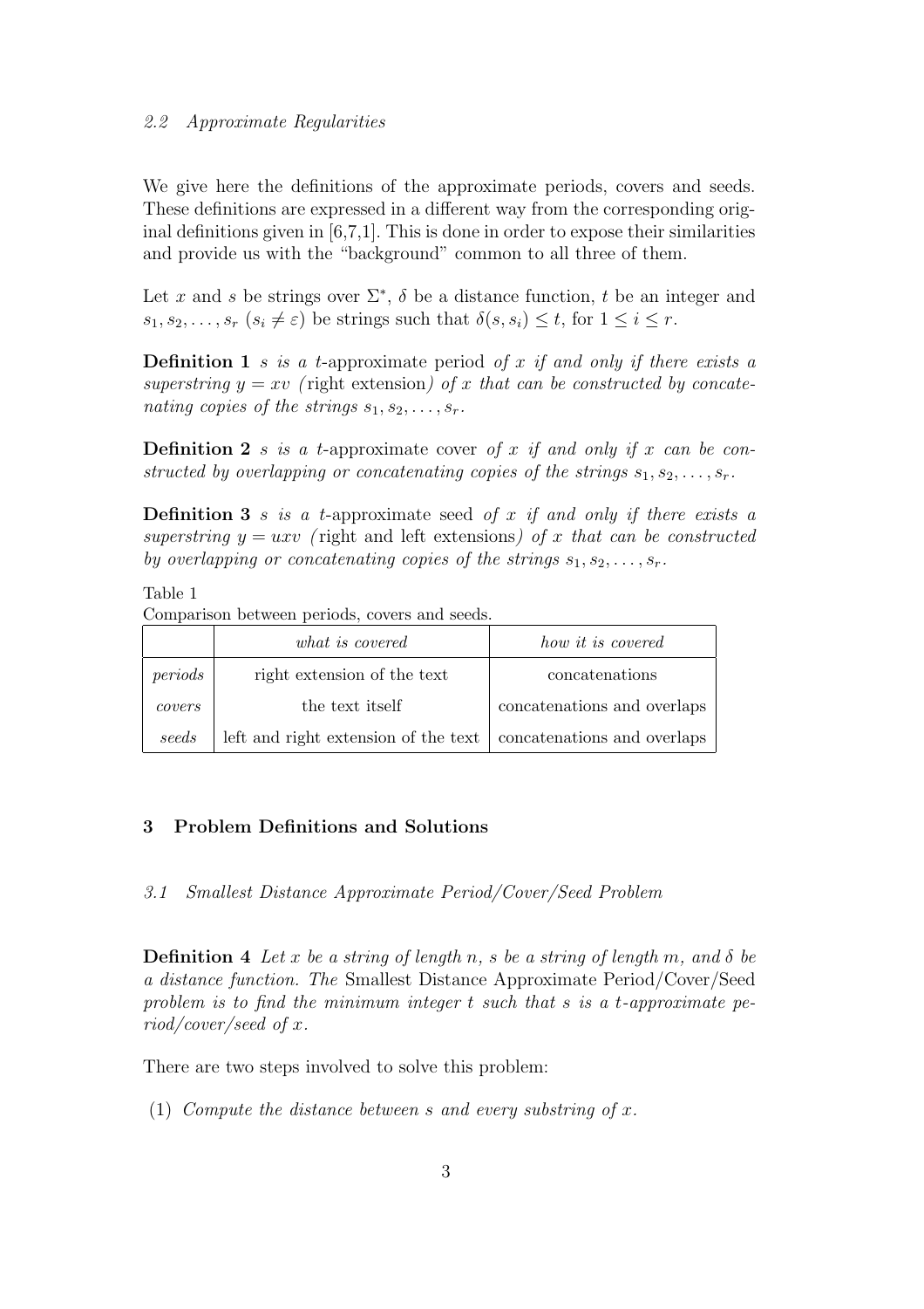### 2.2 Approximate Regularities

We give here the definitions of the approximate periods, covers and seeds. These definitions are expressed in a different way from the corresponding original definitions given in [6,7,1]. This is done in order to expose their similarities and provide us with the "background" common to all three of them.

Let $x$ and $s$ be strings over $\Sigma^*$, $\delta$ be a distance function, $t$ be an integer and $s_1, s_2, \ldots, s_r$ ($s_i \neq \varepsilon$) be strings such that $\delta(s, s_i) \leq t$, for $1 \leq i \leq r$.

**Definition 1** *$s$ is a $t$-*approximate period *of $x$ if and only if there exists a superstring $y = xv$ (*right extension*) of $x$ that can be constructed by concatenating copies of the strings $s_1, s_2, \ldots, s_r$.*

**Definition 2** *$s$ is a $t$-*approximate cover *of $x$ if and only if $x$ can be constructed by overlapping or concatenating copies of the strings $s_1, s_2, \ldots, s_r$.*

**Definition 3** *$s$ is a $t$-*approximate seed *of $x$ if and only if there exists a superstring $y = uxv$ (*right and left extensions*) of $x$ that can be constructed by overlapping or concatenating copies of the strings $s_1, s_2, \ldots, s_r$.*

Table 1

Comparison between periods, covers and seeds.

| | *what is covered* | *how it is covered* |
|---|---|---|
| *periods* | right extension of the text | concatenations |
| *covers* | the text itself | concatenations and overlaps |
| *seeds* | left and right extension of the text | concatenations and overlaps |

## 3 Problem Definitions and Solutions

### 3.1 Smallest Distance Approximate Period/Cover/Seed Problem

**Definition 4** *Let $x$ be a string of length $n$, $s$ be a string of length $m$, and $\delta$ be a distance function. The* Smallest Distance Approximate Period/Cover/Seed *problem is to find the minimum integer $t$ such that $s$ is a $t$-approximate period/cover/seed of $x$.*

There are two steps involved to solve this problem:

(1) *Compute the distance between $s$ and every substring of $x$.*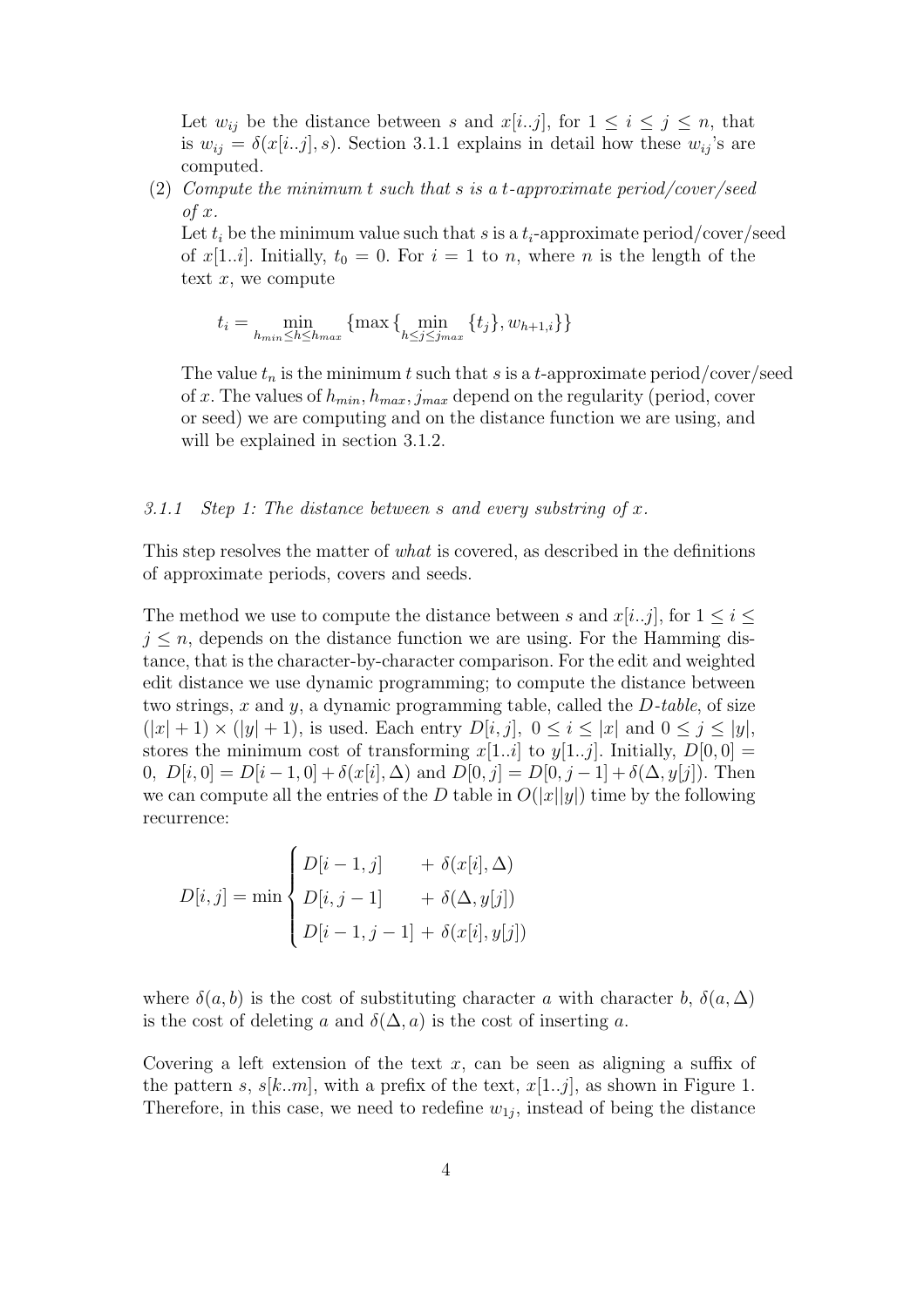Let $w_{ij}$ be the distance between $s$ and $x[i..j]$, for $1 \leq i \leq j \leq n$, that is $w_{ij} = \delta(x[i..j], s)$. Section 3.1.1 explains in detail how these $w_{ij}$'s are computed.

(2) *Compute the minimum $t$ such that $s$ is a $t$-approximate period/cover/seed of $x$.*

Let $t_i$ be the minimum value such that $s$ is a $t_i$-approximate period/cover/seed of $x[1..i]$. Initially, $t_0 = 0$. For $i = 1$ to $n$, where $n$ is the length of the text $x$, we compute

$$t_i = \min_{h_{min} \leq h \leq h_{max}} \{\max\{\min_{h \leq j \leq j_{max}} \{t_j\}, w_{h+1,i}\}\}$$

The value $t_n$ is the minimum $t$ such that $s$ is a $t$-approximate period/cover/seed of $x$. The values of $h_{min}, h_{max}, j_{max}$ depend on the regularity (period, cover or seed) we are computing and on the distance function we are using, and will be explained in section 3.1.2.

### 3.1.1 Step 1: The distance between $s$ and every substring of $x$.

This step resolves the matter of *what* is covered, as described in the definitions of approximate periods, covers and seeds.

The method we use to compute the distance between $s$ and $x[i..j]$, for $1 \leq i \leq j \leq n$, depends on the distance function we are using. For the Hamming distance, that is the character-by-character comparison. For the edit and weighted edit distance we use dynamic programming; to compute the distance between two strings, $x$ and $y$, a dynamic programming table, called the *D-table*, of size $(|x| + 1) \times (|y| + 1)$, is used. Each entry $D[i, j]$, $0 \leq i \leq |x|$ and $0 \leq j \leq |y|$, stores the minimum cost of transforming $x[1..i]$ to $y[1..j]$. Initially, $D[0, 0] = 0$, $D[i, 0] = D[i - 1, 0] + \delta(x[i], \Delta)$ and $D[0, j] = D[0, j - 1] + \delta(\Delta, y[j])$. Then we can compute all the entries of the $D$ table in $O(|x||y|)$ time by the following recurrence:

$$D[i, j] = \min \begin{cases} D[i-1, j] & + \ \delta(x[i], \Delta) \\ D[i, j-1] & + \ \delta(\Delta, y[j]) \\ D[i-1, j-1] & + \ \delta(x[i], y[j]) \end{cases}$$

where $\delta(a, b)$ is the cost of substituting character $a$ with character $b$, $\delta(a, \Delta)$ is the cost of deleting $a$ and $\delta(\Delta, a)$ is the cost of inserting $a$.

Covering a left extension of the text $x$, can be seen as aligning a suffix of the pattern $s$, $s[k..m]$, with a prefix of the text, $x[1..j]$, as shown in Figure 1. Therefore, in this case, we need to redefine $w_{1j}$, instead of being the distance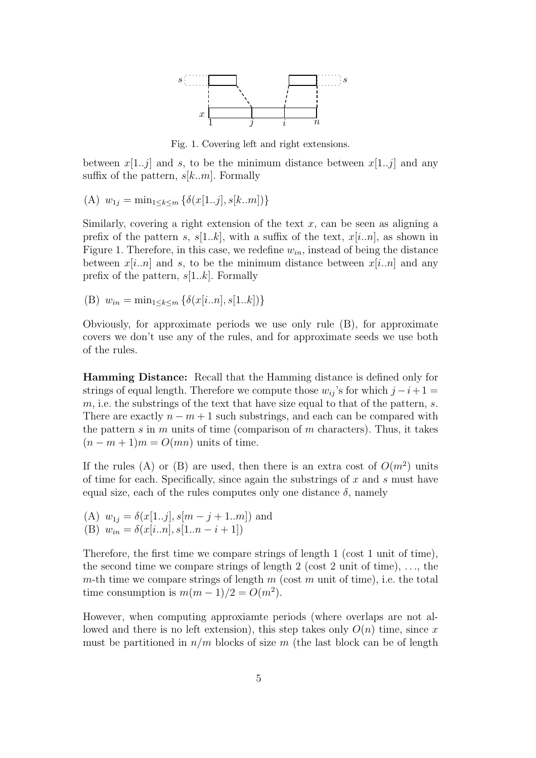Fig. 1. Covering left and right extensions.

between $x[1..j]$ and $s$, to be the minimum distance between $x[1..j]$ and any suffix of the pattern, $s[k..m]$. Formally

(A) $w_{1j} = \min_{1 \le k \le m} \{\delta(x[1..j], s[k..m])\}$

Similarly, covering a right extension of the text $x$, can be seen as aligning a prefix of the pattern $s$, $s[1..k]$, with a suffix of the text, $x[i..n]$, as shown in Figure 1. Therefore, in this case, we redefine $w_{in}$, instead of being the distance between $x[i..n]$ and $s$, to be the minimum distance between $x[i..n]$ and any prefix of the pattern, $s[1..k]$. Formally

(B) $w_{in} = \min_{1 \le k \le m} \{\delta(x[i..n], s[1..k])\}$

Obviously, for approximate periods we use only rule (B), for approximate covers we don't use any of the rules, and for approximate seeds we use both of the rules.

**Hamming Distance:** Recall that the Hamming distance is defined only for strings of equal length. Therefore we compute those $w_{ij}$'s for which $j - i + 1 = m$, i.e. the substrings of the text that have size equal to that of the pattern, $s$. There are exactly $n - m + 1$ such substrings, and each can be compared with the pattern $s$ in $m$ units of time (comparison of $m$ characters). Thus, it takes $(n - m + 1)m = O(mn)$ units of time.

If the rules (A) or (B) are used, then there is an extra cost of $O(m^2)$ units of time for each. Specifically, since again the substrings of $x$ and $s$ must have equal size, each of the rules computes only one distance $\delta$, namely

(A) $w_{1j} = \delta(x[1..j], s[m - j + 1..m])$ and
(B) $w_{in} = \delta(x[i..n], s[1..n - i + 1])$

Therefore, the first time we compare strings of length 1 (cost 1 unit of time), the second time we compare strings of length 2 (cost 2 unit of time), ..., the $m$-th time we compare strings of length $m$ (cost $m$ unit of time), i.e. the total time consumption is $m(m - 1)/2 = O(m^2)$.

However, when computing approxiamte periods (where overlaps are not allowed and there is no left extension), this step takes only $O(n)$ time, since $x$ must be partitioned in $n/m$ blocks of size $m$ (the last block can be of length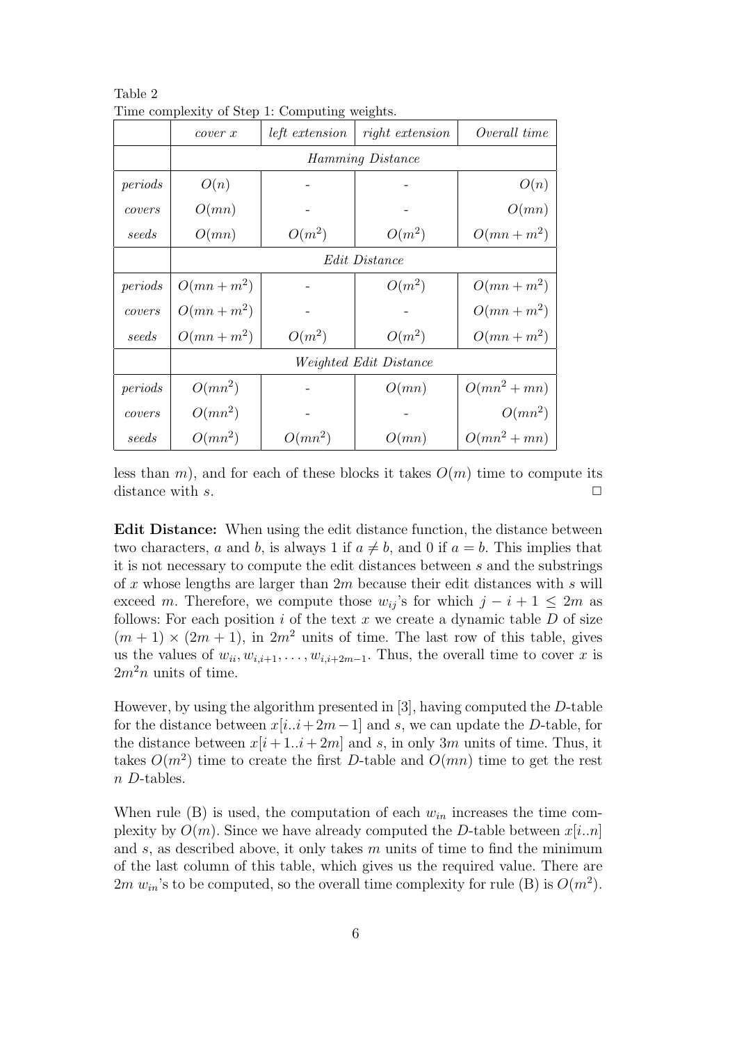Table 2
Time complexity of Step 1: Computing weights.

| | *cover x* | *left extension* | *right extension* | *Overall time* |
|---|---|---|---|---|
| | *Hamming Distance* | | | |
| *periods* | $O(n)$ | - | - | $O(n)$ |
| *covers* | $O(mn)$ | - | - | $O(mn)$ |
| *seeds* | $O(mn)$ | $O(m^2)$ | $O(m^2)$ | $O(mn+m^2)$ |
| | *Edit Distance* | | | |
| *periods* | $O(mn+m^2)$ | - | $O(m^2)$ | $O(mn+m^2)$ |
| *covers* | $O(mn+m^2)$ | - | - | $O(mn+m^2)$ |
| *seeds* | $O(mn+m^2)$ | $O(m^2)$ | $O(m^2)$ | $O(mn+m^2)$ |
| | *Weighted Edit Distance* | | | |
| *periods* | $O(mn^2)$ | - | $O(mn)$ | $O(mn^2+mn)$ |
| *covers* | $O(mn^2)$ | - | - | $O(mn^2)$ |
| *seeds* | $O(mn^2)$ | $O(mn^2)$ | $O(mn)$ | $O(mn^2+mn)$ |

less than $m$), and for each of these blocks it takes $O(m)$ time to compute its distance with $s$. □

**Edit Distance:** When using the edit distance function, the distance between two characters, $a$ and $b$, is always 1 if $a \neq b$, and 0 if $a = b$. This implies that it is not necessary to compute the edit distances between $s$ and the substrings of $x$ whose lengths are larger than $2m$ because their edit distances with $s$ will exceed $m$. Therefore, we compute those $w_{ij}$'s for which $j - i + 1 \leq 2m$ as follows: For each position $i$ of the text $x$ we create a dynamic table $D$ of size $(m+1) \times (2m+1)$, in $2m^2$ units of time. The last row of this table, gives us the values of $w_{ii}, w_{i,i+1}, \ldots, w_{i,i+2m-1}$. Thus, the overall time to cover $x$ is $2m^2n$ units of time.

However, by using the algorithm presented in [3], having computed the $D$-table for the distance between $x[i..i+2m-1]$ and $s$, we can update the $D$-table, for the distance between $x[i+1..i+2m]$ and $s$, in only $3m$ units of time. Thus, it takes $O(m^2)$ time to create the first $D$-table and $O(mn)$ time to get the rest $n$ $D$-tables.

When rule (B) is used, the computation of each $w_{in}$ increases the time complexity by $O(m)$. Since we have already computed the $D$-table between $x[i..n]$ and $s$, as described above, it only takes $m$ units of time to find the minimum of the last column of this table, which gives us the required value. There are $2m$ $w_{in}$'s to be computed, so the overall time complexity for rule (B) is $O(m^2)$.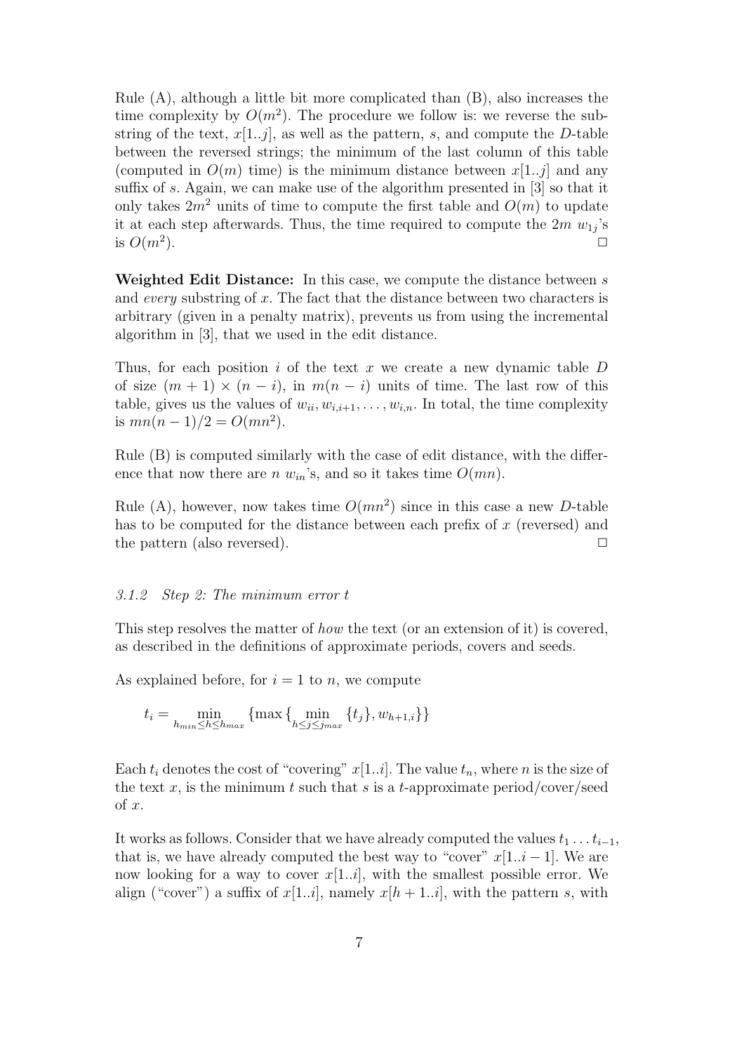Rule (A), although a little bit more complicated than (B), also increases the time complexity by $O(m^2)$. The procedure we follow is: we reverse the substring of the text, $x[1..j]$, as well as the pattern, $s$, and compute the $D$-table between the reversed strings; the minimum of the last column of this table (computed in $O(m)$ time) is the minimum distance between $x[1..j]$ and any suffix of $s$. Again, we can make use of the algorithm presented in [3] so that it only takes $2m^2$ units of time to compute the first table and $O(m)$ to update it at each step afterwards. Thus, the time required to compute the $2m$ $w_{1j}$'s is $O(m^2)$. □

**Weighted Edit Distance:** In this case, we compute the distance between $s$ and *every* substring of $x$. The fact that the distance between two characters is arbitrary (given in a penalty matrix), prevents us from using the incremental algorithm in [3], that we used in the edit distance.

Thus, for each position $i$ of the text $x$ we create a new dynamic table $D$ of size $(m+1) \times (n-i)$, in $m(n-i)$ units of time. The last row of this table, gives us the values of $w_{ii}, w_{i,i+1}, \ldots, w_{i,n}$. In total, the time complexity is $mn(n-1)/2 = O(mn^2)$.

Rule (B) is computed similarly with the case of edit distance, with the difference that now there are $n$ $w_{in}$'s, and so it takes time $O(mn)$.

Rule (A), however, now takes time $O(mn^2)$ since in this case a new $D$-table has to be computed for the distance between each prefix of $x$ (reversed) and the pattern (also reversed). □

### *3.1.2 Step 2: The minimum error t*

This step resolves the matter of *how* the text (or an extension of it) is covered, as described in the definitions of approximate periods, covers and seeds.

As explained before, for $i = 1$ to $n$, we compute

$$t_i = \min_{h_{min} \leq h \leq h_{max}} \{\max\{\min_{h \leq j \leq j_{max}} \{t_j\}, w_{h+1,i}\}\}$$

Each $t_i$ denotes the cost of "covering" $x[1..i]$. The value $t_n$, where $n$ is the size of the text $x$, is the minimum $t$ such that $s$ is a $t$-approximate period/cover/seed of $x$.

It works as follows. Consider that we have already computed the values $t_1 \ldots t_{i-1}$, that is, we have already computed the best way to "cover" $x[1..i-1]$. We are now looking for a way to cover $x[1..i]$, with the smallest possible error. We align ("cover") a suffix of $x[1..i]$, namely $x[h+1..i]$, with the pattern $s$, with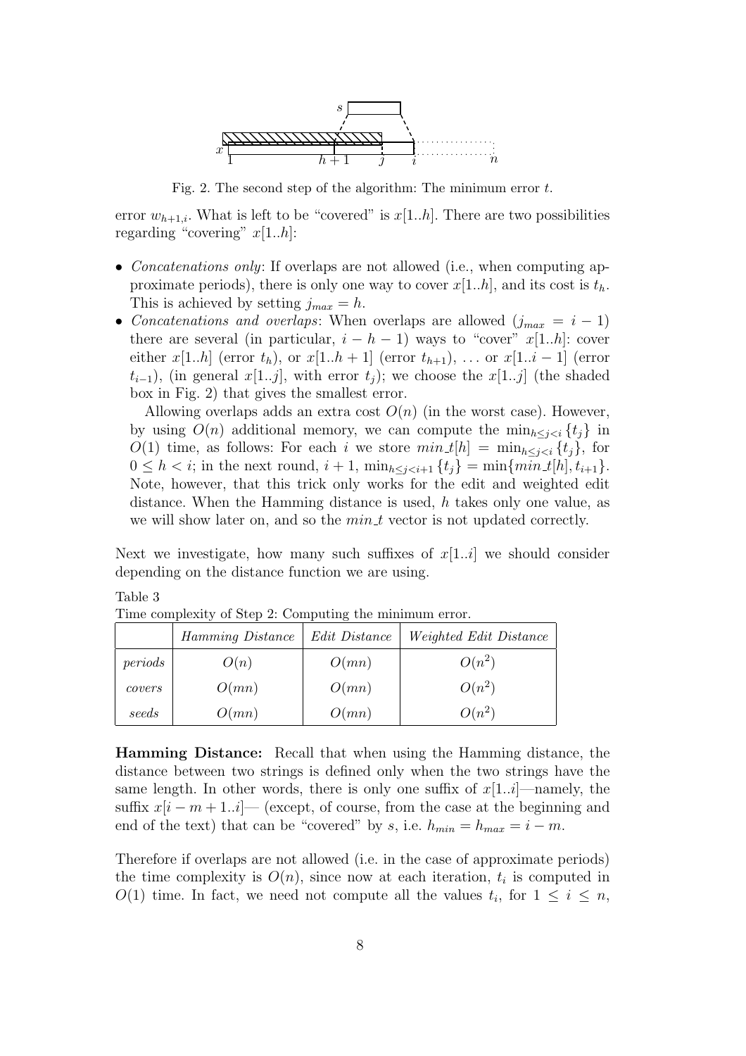Fig. 2. The second step of the algorithm: The minimum error $t$.

error $w_{h+1,i}$. What is left to be "covered" is $x[1..h]$. There are two possibilities regarding "covering" $x[1..h]$:

- *Concatenations only*: If overlaps are not allowed (i.e., when computing approximate periods), there is only one way to cover $x[1..h]$, and its cost is $t_h$. This is achieved by setting $j_{max} = h$.
- *Concatenations and overlaps*: When overlaps are allowed ($j_{max} = i - 1$) there are several (in particular, $i - h - 1$) ways to "cover" $x[1..h]$: cover either $x[1..h]$ (error $t_h$), or $x[1..h+1]$ (error $t_{h+1}$), ... or $x[1..i-1]$ (error $t_{i-1}$), (in general $x[1..j]$, with error $t_j$); we choose the $x[1..j]$ (the shaded box in Fig. 2) that gives the smallest error.

  Allowing overlaps adds an extra cost $O(n)$ (in the worst case). However, by using $O(n)$ additional memory, we can compute the $\min_{h \leq j < i}\{t_j\}$ in $O(1)$ time, as follows: For each $i$ we store $min\_t[h] = \min_{h \leq j < i}\{t_j\}$, for $0 \leq h < i$; in the next round, $i+1$, $\min_{h \leq j < i+1}\{t_j\} = \min\{min\_t[h], t_{i+1}\}$. Note, however, that this trick only works for the edit and weighted edit distance. When the Hamming distance is used, $h$ takes only one value, as we will show later on, and so the $min\_t$ vector is not updated correctly.

Next we investigate, how many such suffixes of $x[1..i]$ we should consider depending on the distance function we are using.

Table 3
Time complexity of Step 2: Computing the minimum error.

| | *Hamming Distance* | *Edit Distance* | *Weighted Edit Distance* |
|---|---|---|---|
| *periods* | $O(n)$ | $O(mn)$ | $O(n^2)$ |
| *covers* | $O(mn)$ | $O(mn)$ | $O(n^2)$ |
| *seeds* | $O(mn)$ | $O(mn)$ | $O(n^2)$ |

**Hamming Distance:** Recall that when using the Hamming distance, the distance between two strings is defined only when the two strings have the same length. In other words, there is only one suffix of $x[1..i]$—namely, the suffix $x[i-m+1..i]$— (except, of course, from the case at the beginning and end of the text) that can be "covered" by $s$, i.e. $h_{min} = h_{max} = i - m$.

Therefore if overlaps are not allowed (i.e. in the case of approximate periods) the time complexity is $O(n)$, since now at each iteration, $t_i$ is computed in $O(1)$ time. In fact, we need not compute all the values $t_i$, for $1 \leq i \leq n$,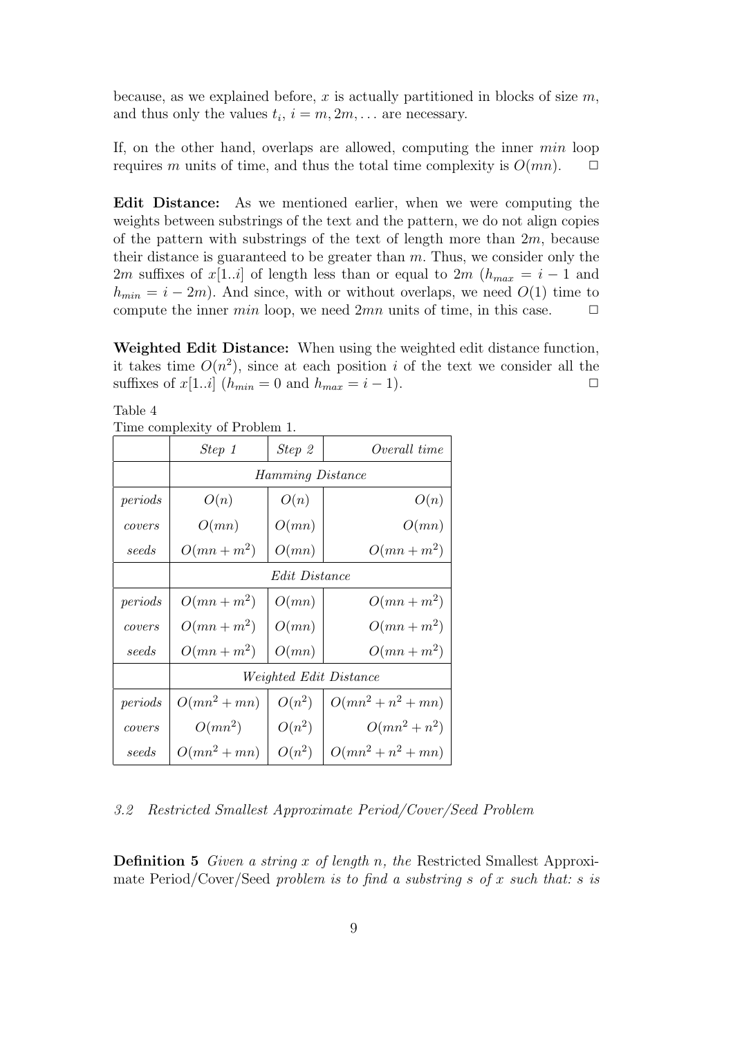because, as we explained before, $x$ is actually partitioned in blocks of size $m$, and thus only the values $t_i$, $i = m, 2m, \ldots$ are necessary.

If, on the other hand, overlaps are allowed, computing the inner *min* loop requires $m$ units of time, and thus the total time complexity is $O(mn)$. $\square$

**Edit Distance:** As we mentioned earlier, when we were computing the weights between substrings of the text and the pattern, we do not align copies of the pattern with substrings of the text of length more than $2m$, because their distance is guaranteed to be greater than $m$. Thus, we consider only the $2m$ suffixes of $x[1..i]$ of length less than or equal to $2m$ ($h_{max} = i - 1$ and $h_{min} = i - 2m$). And since, with or without overlaps, we need $O(1)$ time to compute the inner *min* loop, we need $2mn$ units of time, in this case. $\square$

**Weighted Edit Distance:** When using the weighted edit distance function, it takes time $O(n^2)$, since at each position $i$ of the text we consider all the suffixes of $x[1..i]$ ($h_{min} = 0$ and $h_{max} = i - 1$). $\square$

Table 4
Time complexity of Problem 1.

| | *Step 1* | *Step 2* | *Overall time* |
|---|---|---|---|
| | *Hamming Distance* | | |
| *periods* | $O(n)$ | $O(n)$ | $O(n)$ |
| *covers* | $O(mn)$ | $O(mn)$ | $O(mn)$ |
| *seeds* | $O(mn + m^2)$ | $O(mn)$ | $O(mn + m^2)$ |
| | *Edit Distance* | | |
| *periods* | $O(mn + m^2)$ | $O(mn)$ | $O(mn + m^2)$ |
| *covers* | $O(mn + m^2)$ | $O(mn)$ | $O(mn + m^2)$ |
| *seeds* | $O(mn + m^2)$ | $O(mn)$ | $O(mn + m^2)$ |
| | *Weighted Edit Distance* | | |
| *periods* | $O(mn^2 + mn)$ | $O(n^2)$ | $O(mn^2 + n^2 + mn)$ |
| *covers* | $O(mn^2)$ | $O(n^2)$ | $O(mn^2 + n^2)$ |
| *seeds* | $O(mn^2 + mn)$ | $O(n^2)$ | $O(mn^2 + n^2 + mn)$ |

### *3.2 Restricted Smallest Approximate Period/Cover/Seed Problem*

**Definition 5** *Given a string $x$ of length $n$, the* Restricted Smallest Approximate Period/Cover/Seed *problem is to find a substring $s$ of $x$ such that: $s$ is*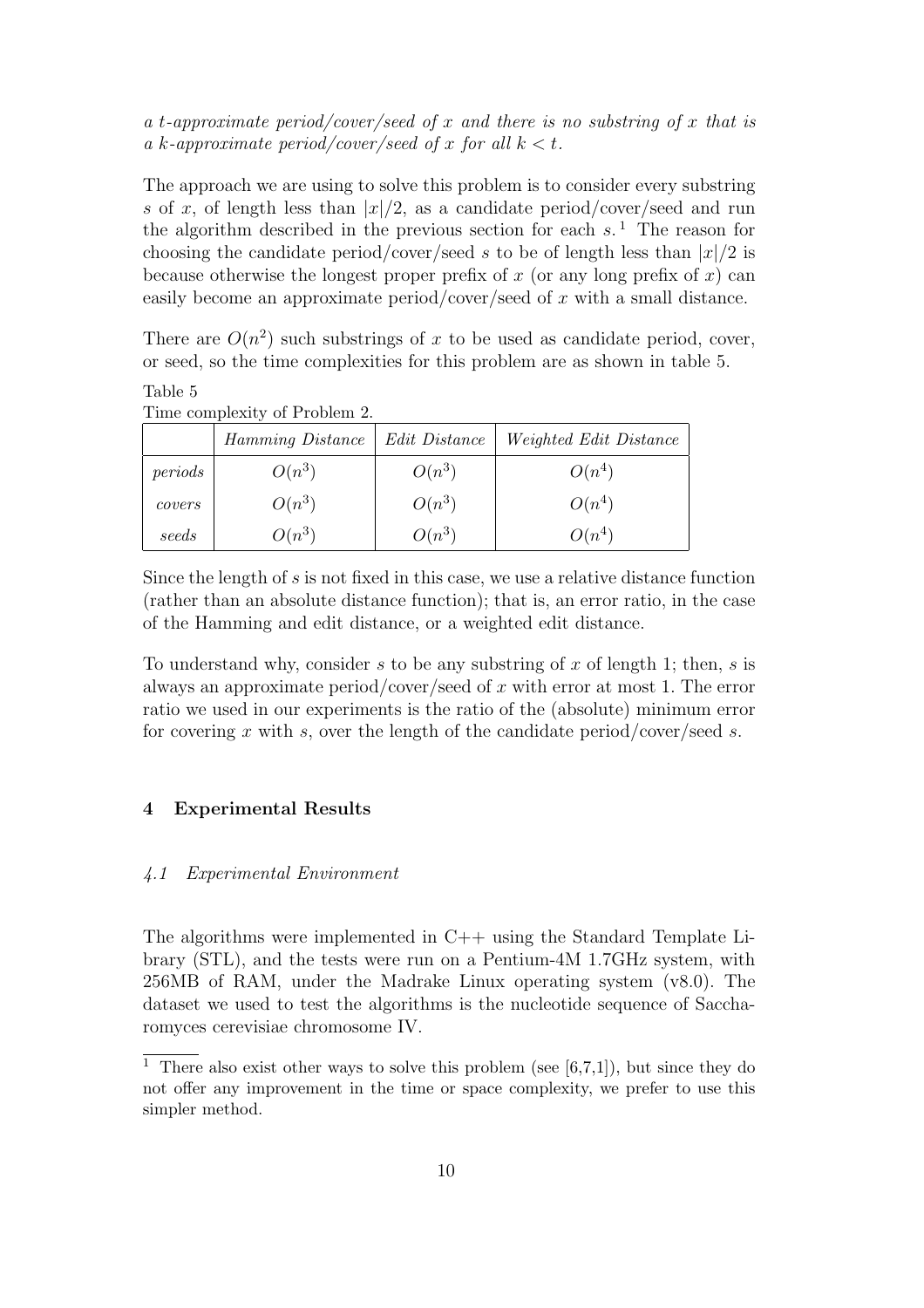*a t-approximate period/cover/seed of x and there is no substring of x that is a k-approximate period/cover/seed of x for all $k < t$.*

The approach we are using to solve this problem is to consider every substring $s$ of $x$, of length less than $|x|/2$, as a candidate period/cover/seed and run the algorithm described in the previous section for each $s$. [1] The reason for choosing the candidate period/cover/seed $s$ to be of length less than $|x|/2$ is because otherwise the longest proper prefix of $x$ (or any long prefix of $x$) can easily become an approximate period/cover/seed of $x$ with a small distance.

There are $O(n^2)$ such substrings of $x$ to be used as candidate period, cover, or seed, so the time complexities for this problem are as shown in table 5.

Table 5
Time complexity of Problem 2.

| | *Hamming Distance* | *Edit Distance* | *Weighted Edit Distance* |
|---|---|---|---|
| *periods* | $O(n^3)$ | $O(n^3)$ | $O(n^4)$ |
| *covers* | $O(n^3)$ | $O(n^3)$ | $O(n^4)$ |
| *seeds* | $O(n^3)$ | $O(n^3)$ | $O(n^4)$ |

Since the length of $s$ is not fixed in this case, we use a relative distance function (rather than an absolute distance function); that is, an error ratio, in the case of the Hamming and edit distance, or a weighted edit distance.

To understand why, consider $s$ to be any substring of $x$ of length 1; then, $s$ is always an approximate period/cover/seed of $x$ with error at most 1. The error ratio we used in our experiments is the ratio of the (absolute) minimum error for covering $x$ with $s$, over the length of the candidate period/cover/seed $s$.

## 4 Experimental Results

### 4.1 Experimental Environment

The algorithms were implemented in C++ using the Standard Template Library (STL), and the tests were run on a Pentium-4M 1.7GHz system, with 256MB of RAM, under the Madrake Linux operating system (v8.0). The dataset we used to test the algorithms is the nucleotide sequence of Saccharomyces cerevisiae chromosome IV.

[1] There also exist other ways to solve this problem (see [6,7,1]), but since they do not offer any improvement in the time or space complexity, we prefer to use this simpler method.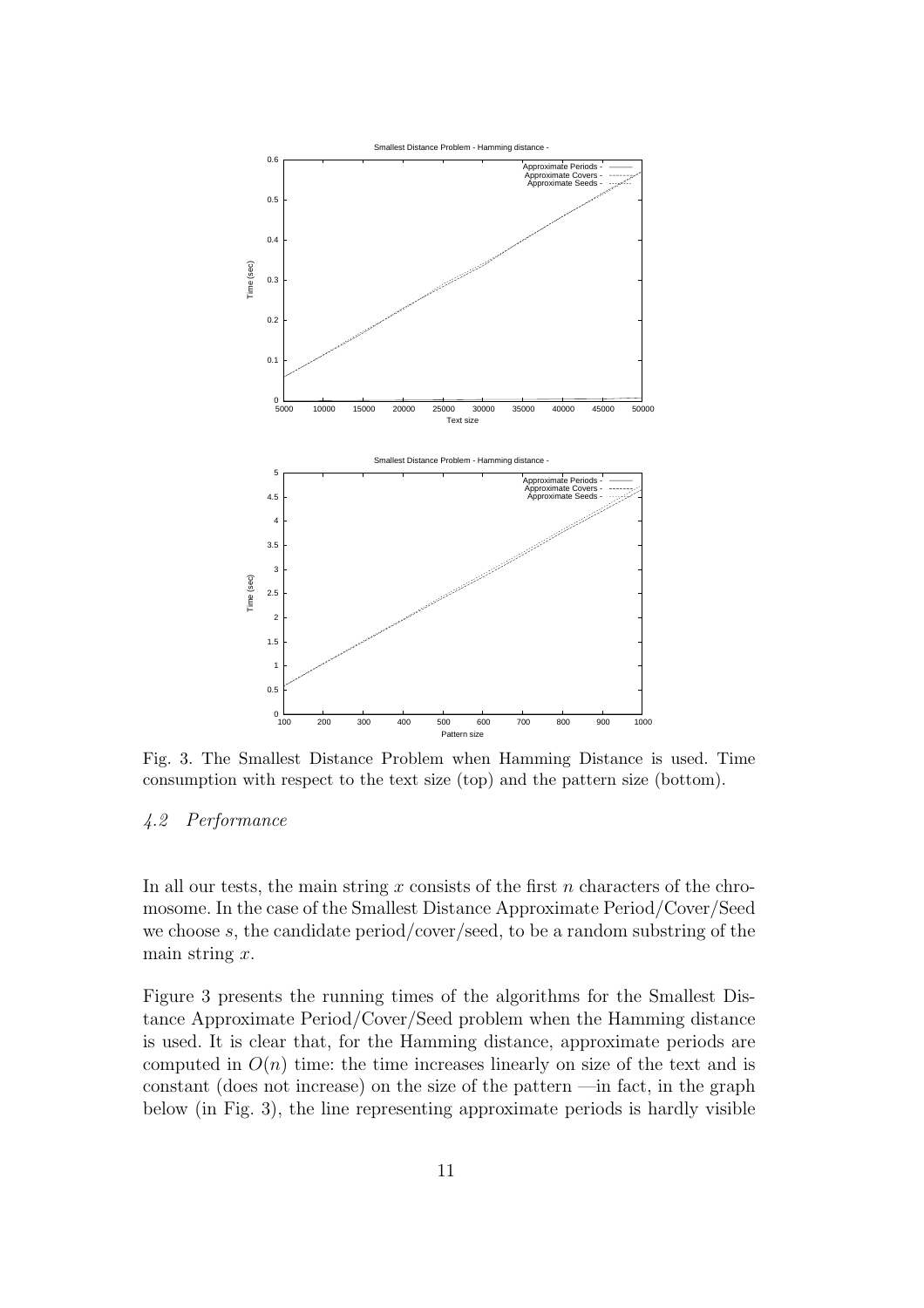Fig. 3. The Smallest Distance Problem when Hamming Distance is used. Time consumption with respect to the text size (top) and the pattern size (bottom).

### *4.2 Performance*

In all our tests, the main string $x$ consists of the first $n$ characters of the chromosome. In the case of the Smallest Distance Approximate Period/Cover/Seed we choose $s$, the candidate period/cover/seed, to be a random substring of the main string $x$.

Figure 3 presents the running times of the algorithms for the Smallest Distance Approximate Period/Cover/Seed problem when the Hamming distance is used. It is clear that, for the Hamming distance, approximate periods are computed in $O(n)$ time: the time increases linearly on size of the text and is constant (does not increase) on the size of the pattern —in fact, in the graph below (in Fig. 3), the line representing approximate periods is hardly visible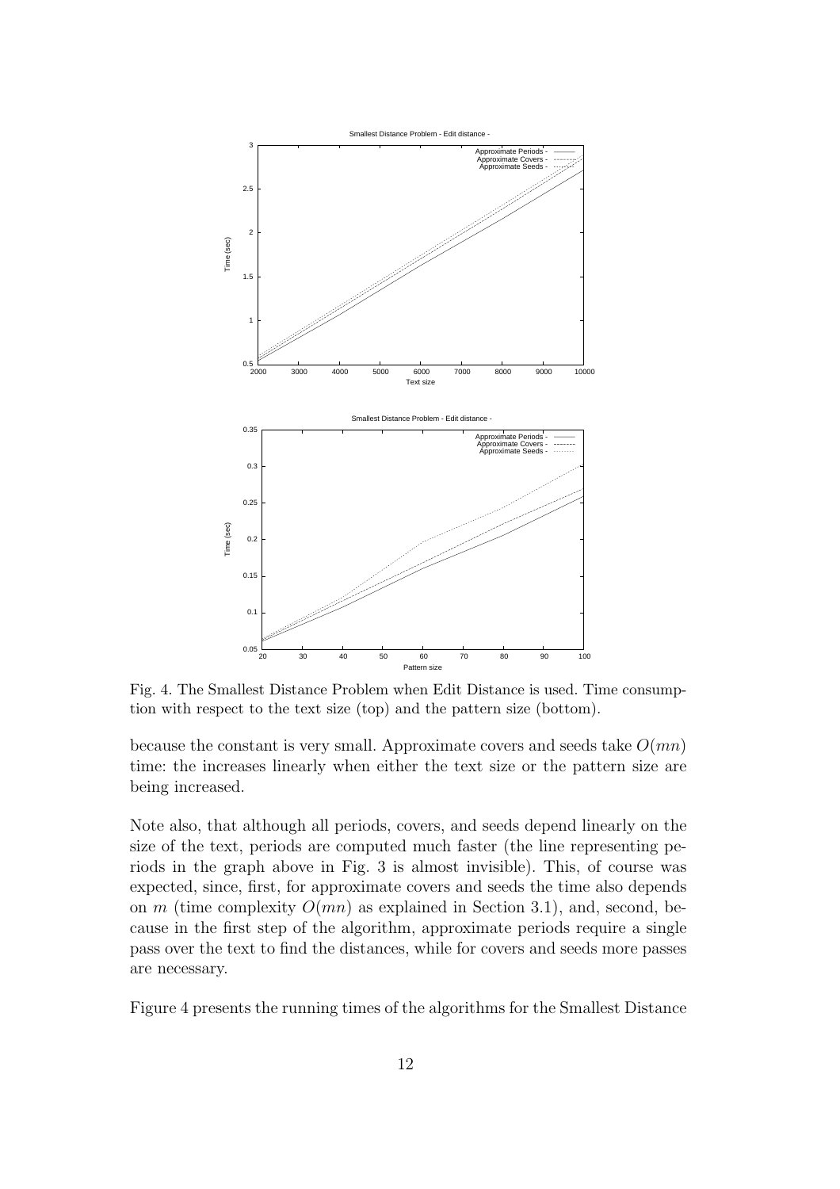Fig. 4. The Smallest Distance Problem when Edit Distance is used. Time consumption with respect to the text size (top) and the pattern size (bottom).

because the constant is very small. Approximate covers and seeds take $O(mn)$ time: the increases linearly when either the text size or the pattern size are being increased.

Note also, that although all periods, covers, and seeds depend linearly on the size of the text, periods are computed much faster (the line representing periods in the graph above in Fig. 3 is almost invisible). This, of course was expected, since, first, for approximate covers and seeds the time also depends on $m$ (time complexity $O(mn)$ as explained in Section 3.1), and, second, because in the first step of the algorithm, approximate periods require a single pass over the text to find the distances, while for covers and seeds more passes are necessary.

Figure 4 presents the running times of the algorithms for the Smallest Distance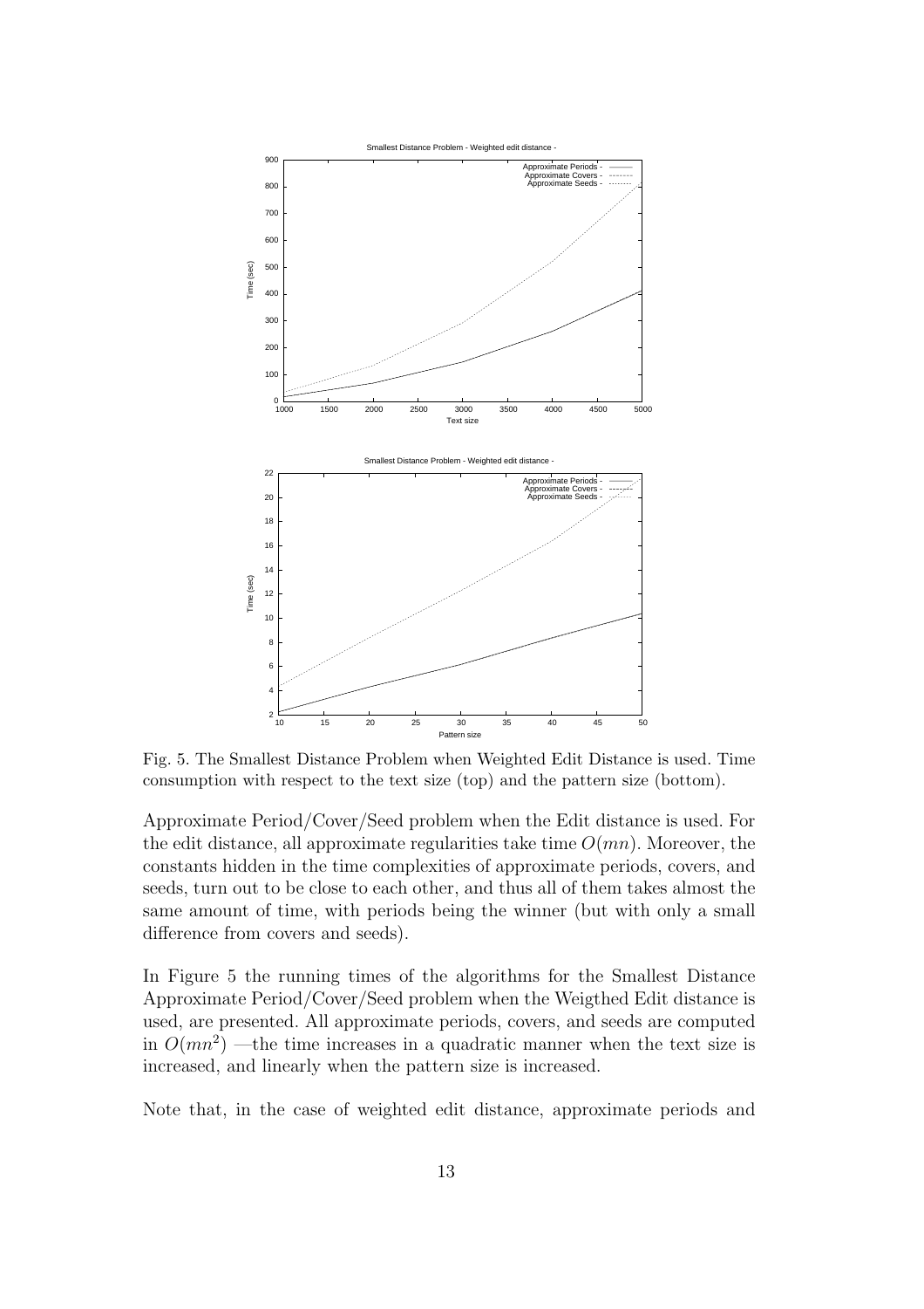Fig. 5. The Smallest Distance Problem when Weighted Edit Distance is used. Time consumption with respect to the text size (top) and the pattern size (bottom).

Approximate Period/Cover/Seed problem when the Edit distance is used. For the edit distance, all approximate regularities take time $O(mn)$. Moreover, the constants hidden in the time complexities of approximate periods, covers, and seeds, turn out to be close to each other, and thus all of them takes almost the same amount of time, with periods being the winner (but with only a small difference from covers and seeds).

In Figure 5 the running times of the algorithms for the Smallest Distance Approximate Period/Cover/Seed problem when the Weigthed Edit distance is used, are presented. All approximate periods, covers, and seeds are computed in $O(mn^2)$ —the time increases in a quadratic manner when the text size is increased, and linearly when the pattern size is increased.

Note that, in the case of weighted edit distance, approximate periods and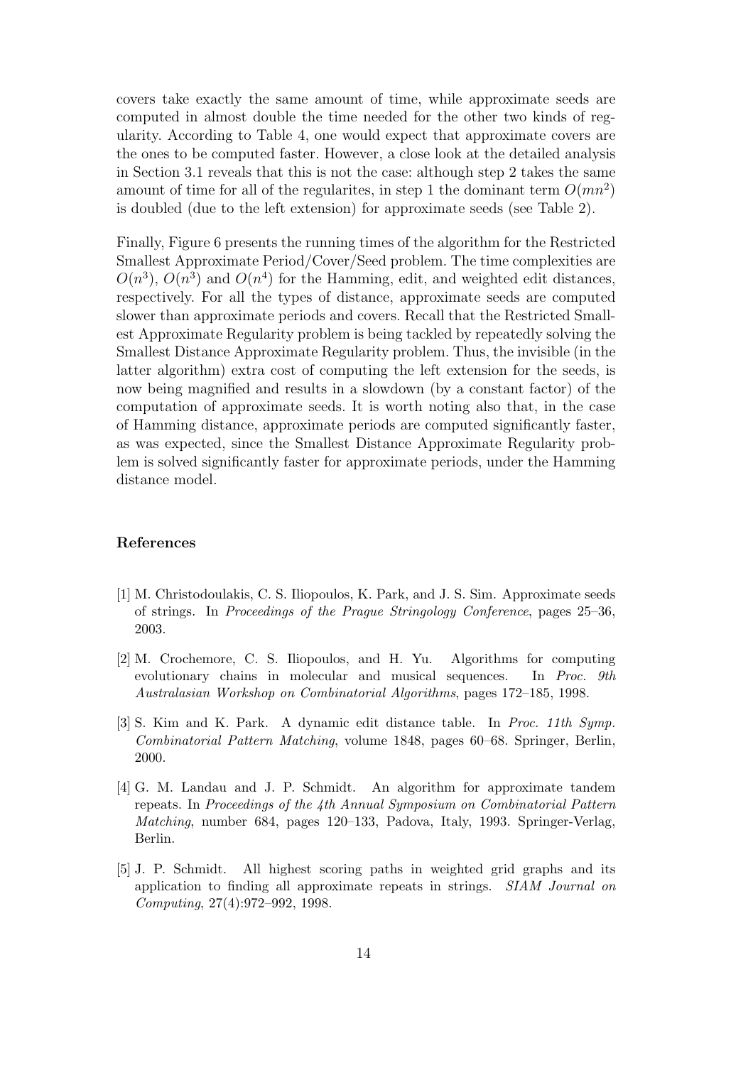covers take exactly the same amount of time, while approximate seeds are computed in almost double the time needed for the other two kinds of regularity. According to Table 4, one would expect that approximate covers are the ones to be computed faster. However, a close look at the detailed analysis in Section 3.1 reveals that this is not the case: although step 2 takes the same amount of time for all of the regularites, in step 1 the dominant term $O(mn^2)$ is doubled (due to the left extension) for approximate seeds (see Table 2).

Finally, Figure 6 presents the running times of the algorithm for the Restricted Smallest Approximate Period/Cover/Seed problem. The time complexities are $O(n^3)$, $O(n^3)$ and $O(n^4)$ for the Hamming, edit, and weighted edit distances, respectively. For all the types of distance, approximate seeds are computed slower than approximate periods and covers. Recall that the Restricted Smallest Approximate Regularity problem is being tackled by repeatedly solving the Smallest Distance Approximate Regularity problem. Thus, the invisible (in the latter algorithm) extra cost of computing the left extension for the seeds, is now being magnified and results in a slowdown (by a constant factor) of the computation of approximate seeds. It is worth noting also that, in the case of Hamming distance, approximate periods are computed significantly faster, as was expected, since the Smallest Distance Approximate Regularity problem is solved significantly faster for approximate periods, under the Hamming distance model.

## References

[1] M. Christodoulakis, C. S. Iliopoulos, K. Park, and J. S. Sim. Approximate seeds of strings. In *Proceedings of the Prague Stringology Conference*, pages 25–36, 2003.

[2] M. Crochemore, C. S. Iliopoulos, and H. Yu. Algorithms for computing evolutionary chains in molecular and musical sequences. In *Proc. 9th Australasian Workshop on Combinatorial Algorithms*, pages 172–185, 1998.

[3] S. Kim and K. Park. A dynamic edit distance table. In *Proc. 11th Symp. Combinatorial Pattern Matching*, volume 1848, pages 60–68. Springer, Berlin, 2000.

[4] G. M. Landau and J. P. Schmidt. An algorithm for approximate tandem repeats. In *Proceedings of the 4th Annual Symposium on Combinatorial Pattern Matching*, number 684, pages 120–133, Padova, Italy, 1993. Springer-Verlag, Berlin.

[5] J. P. Schmidt. All highest scoring paths in weighted grid graphs and its application to finding all approximate repeats in strings. *SIAM Journal on Computing*, 27(4):972–992, 1998.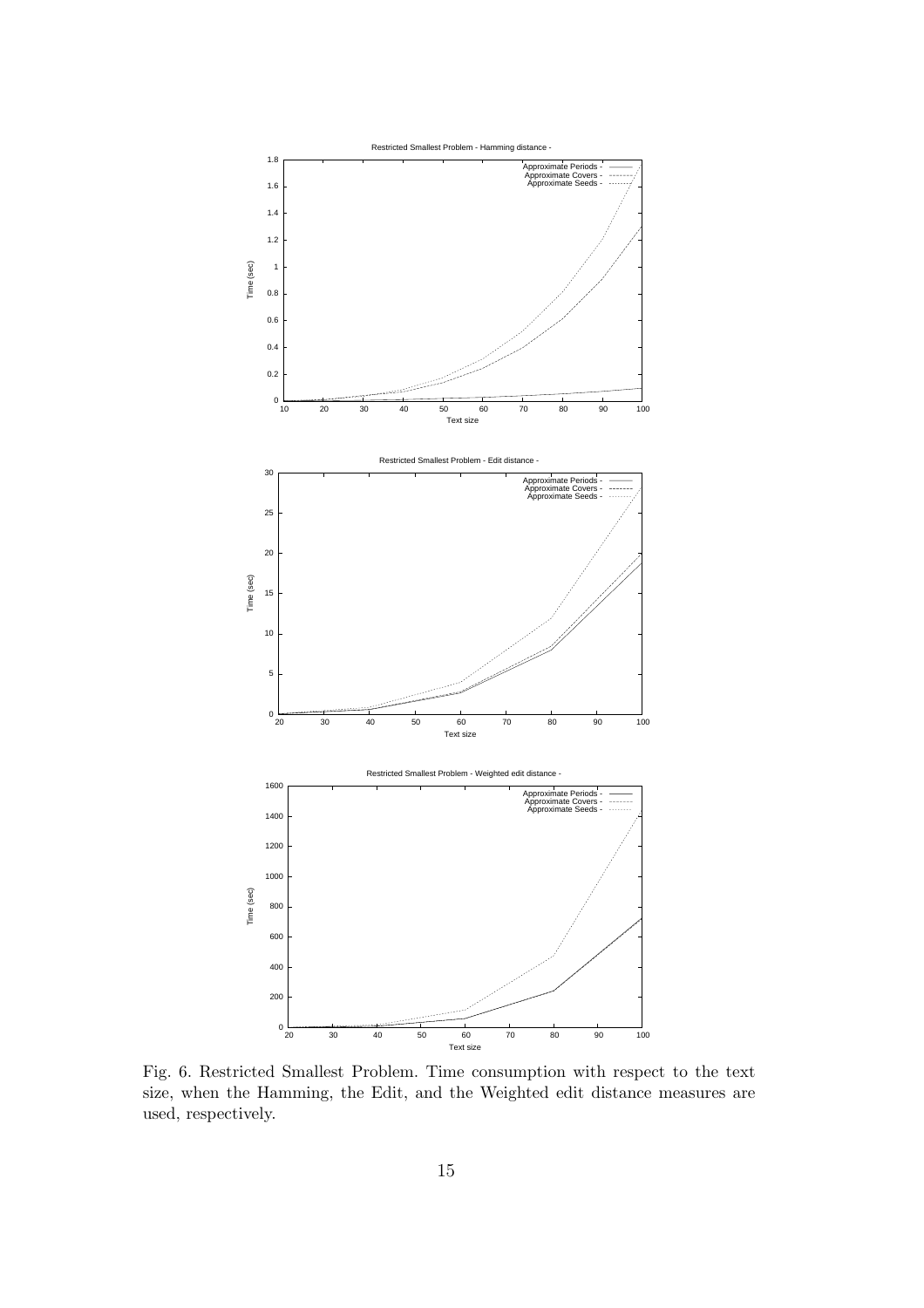Fig. 6. Restricted Smallest Problem. Time consumption with respect to the text size, when the Hamming, the Edit, and the Weighted edit distance measures are used, respectively.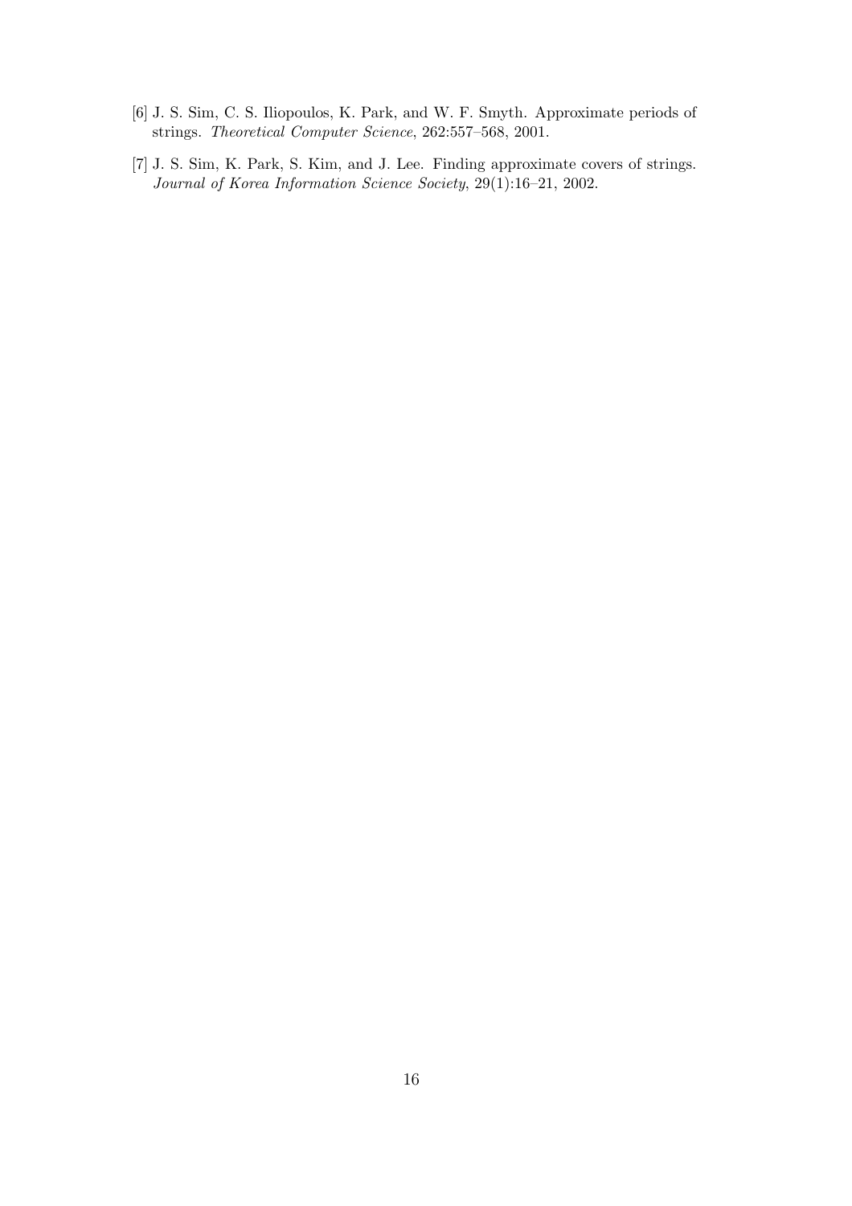[6] J. S. Sim, C. S. Iliopoulos, K. Park, and W. F. Smyth. Approximate periods of strings. *Theoretical Computer Science*, 262:557–568, 2001.

[7] J. S. Sim, K. Park, S. Kim, and J. Lee. Finding approximate covers of strings. *Journal of Korea Information Science Society*, 29(1):16–21, 2002.